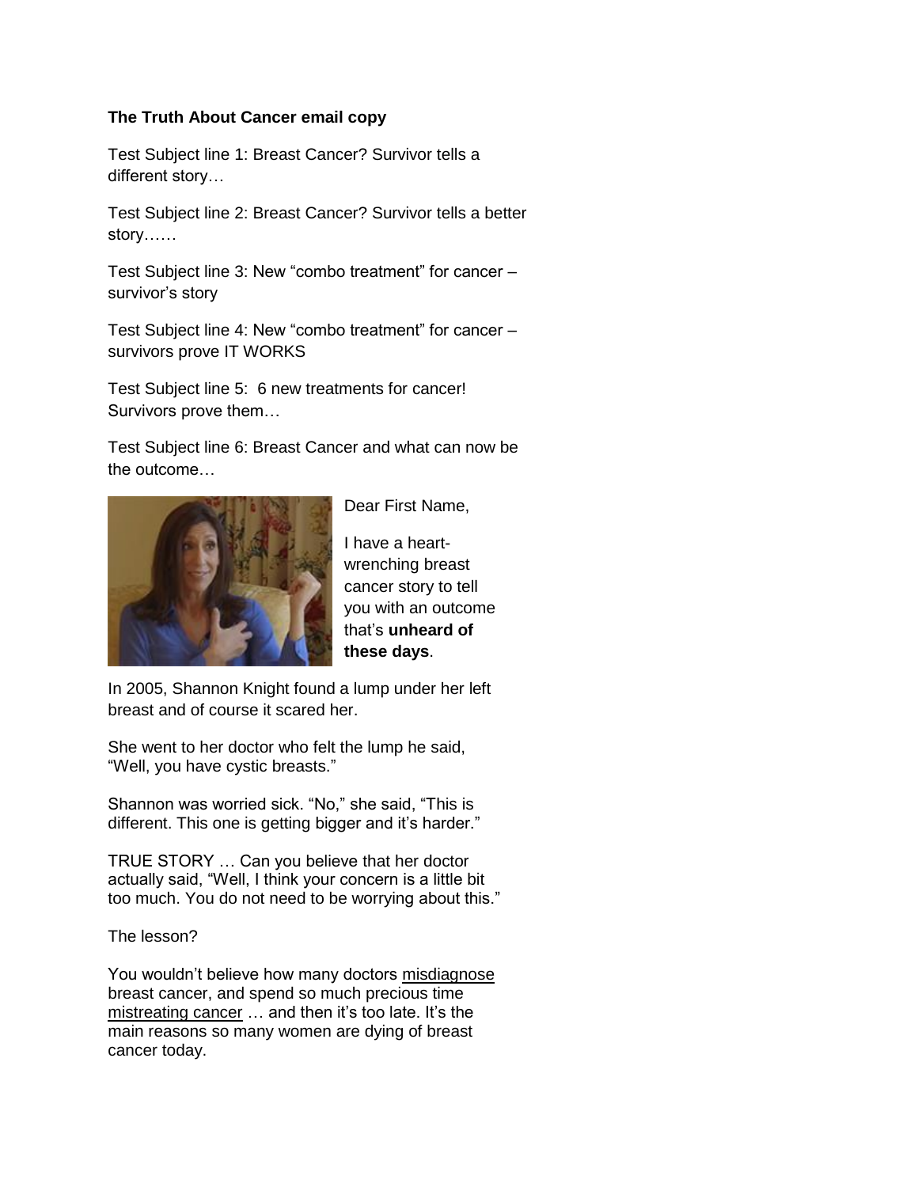**The Truth About Cancer email copy**

Test Subject line 1: Breast Cancer? Survivor tells a different story…

Test Subject line 2: Breast Cancer? Survivor tells a better story……

Test Subject line 3: New “combo treatment” for cancer – survivor’s story

Test Subject line 4: New “combo treatment” for cancer – survivors prove IT WORKS

Test Subject line 5: 6 new treatments for cancer! Survivors prove them…

Test Subject line 6: Breast Cancer and what can now be the outcome…

Dear First Name,

I have a heart-wrenching breast cancer story to tell you with an outcome that’s **unheard of these days**.

In 2005, Shannon Knight found a lump under her left breast and of course it scared her.

She went to her doctor who felt the lump he said, “Well, you have cystic breasts.”

Shannon was worried sick. “No,” she said, “This is different. This one is getting bigger and it’s harder.”

TRUE STORY … Can you believe that her doctor actually said, “Well, I think your concern is a little bit too much. You do not need to be worrying about this.”

The lesson?

You wouldn’t believe how many doctors misdiagnose breast cancer, and spend so much precious time mistreating cancer … and then it’s too late. It’s the main reasons so many women are dying of breast cancer today.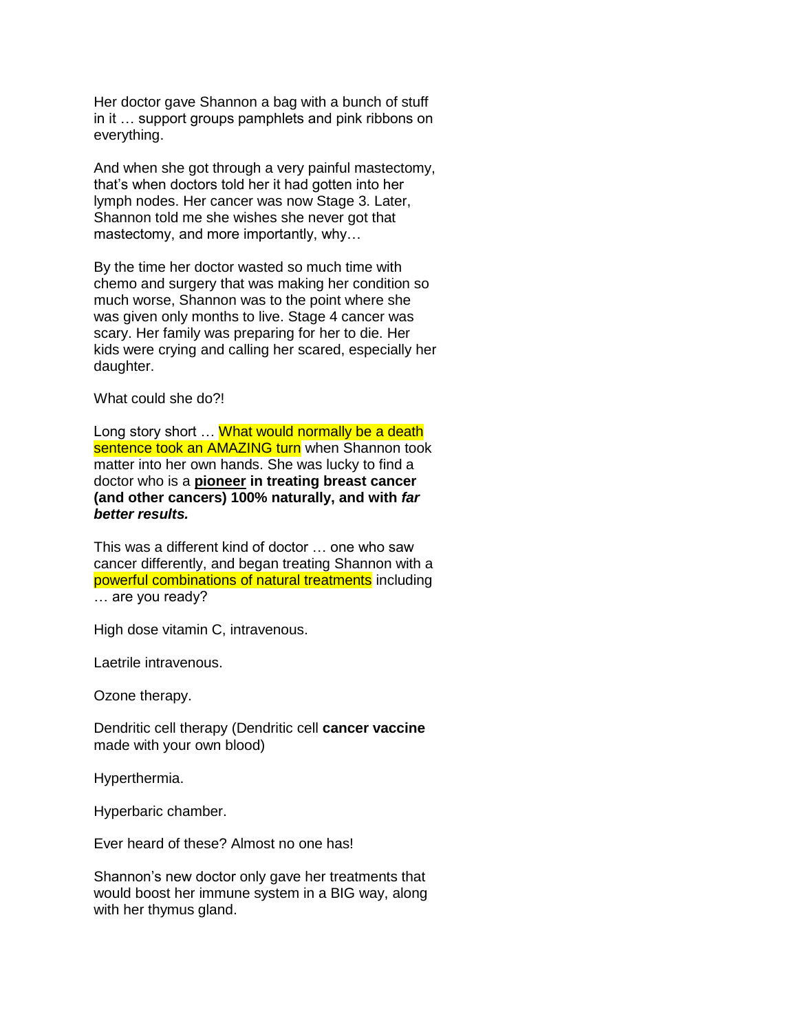Her doctor gave Shannon a bag with a bunch of stuff in it … support groups pamphlets and pink ribbons on everything.

And when she got through a very painful mastectomy, that's when doctors told her it had gotten into her lymph nodes. Her cancer was now Stage 3. Later, Shannon told me she wishes she never got that mastectomy, and more importantly, why…

By the time her doctor wasted so much time with chemo and surgery that was making her condition so much worse, Shannon was to the point where she was given only months to live. Stage 4 cancer was scary. Her family was preparing for her to die. Her kids were crying and calling her scared, especially her daughter.

What could she do?!

Long story short … What would normally be a death sentence took an AMAZING turn when Shannon took matter into her own hands. She was lucky to find a doctor who is a **pioneer in treating breast cancer (and other cancers) 100% naturally, and with *far better results.***

This was a different kind of doctor … one who saw cancer differently, and began treating Shannon with a powerful combinations of natural treatments including … are you ready?

High dose vitamin C, intravenous.

Laetrile intravenous.

Ozone therapy.

Dendritic cell therapy (Dendritic cell **cancer vaccine** made with your own blood)

Hyperthermia.

Hyperbaric chamber.

Ever heard of these? Almost no one has!

Shannon's new doctor only gave her treatments that would boost her immune system in a BIG way, along with her thymus gland.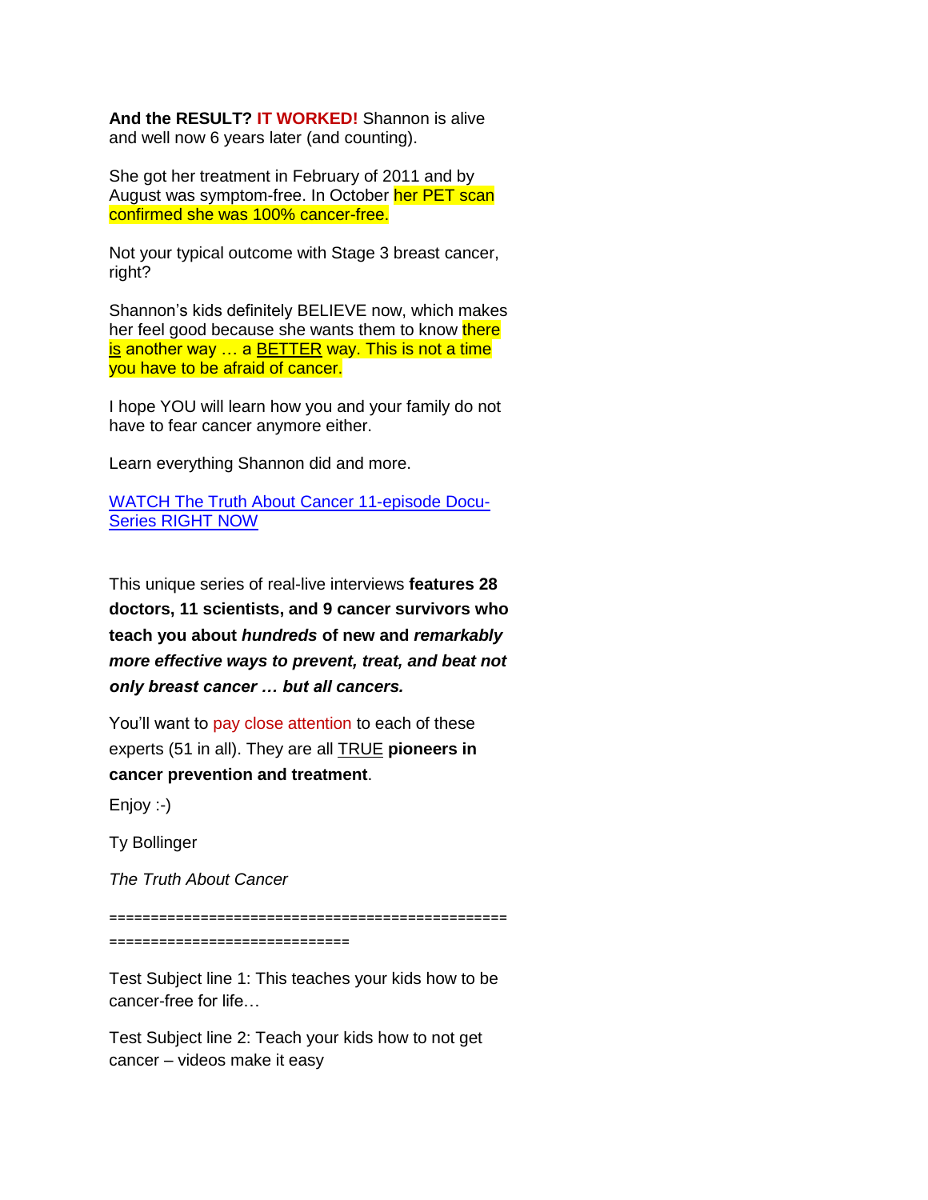**And the RESULT?** **IT WORKED!** Shannon is alive and well now 6 years later (and counting).

She got her treatment in February of 2011 and by August was symptom-free. In October her PET scan confirmed she was 100% cancer-free.

Not your typical outcome with Stage 3 breast cancer, right?

Shannon's kids definitely BELIEVE now, which makes her feel good because she wants them to know there is another way … a BETTER way. This is not a time you have to be afraid of cancer.

I hope YOU will learn how you and your family do not have to fear cancer anymore either.

Learn everything Shannon did and more.

WATCH The Truth About Cancer 11-episode Docu-Series RIGHT NOW

This unique series of real-live interviews **features 28 doctors, 11 scientists, and 9 cancer survivors who teach you about *hundreds* of new and *remarkably more effective ways to prevent, treat, and beat not only breast cancer … but all cancers.***

You'll want to pay close attention to each of these experts (51 in all). They are all TRUE **pioneers in cancer prevention and treatment**.

Enjoy :-)

Ty Bollinger

*The Truth About Cancer*

===========================================================================

Test Subject line 1: This teaches your kids how to be cancer-free for life…

Test Subject line 2: Teach your kids how to not get cancer – videos make it easy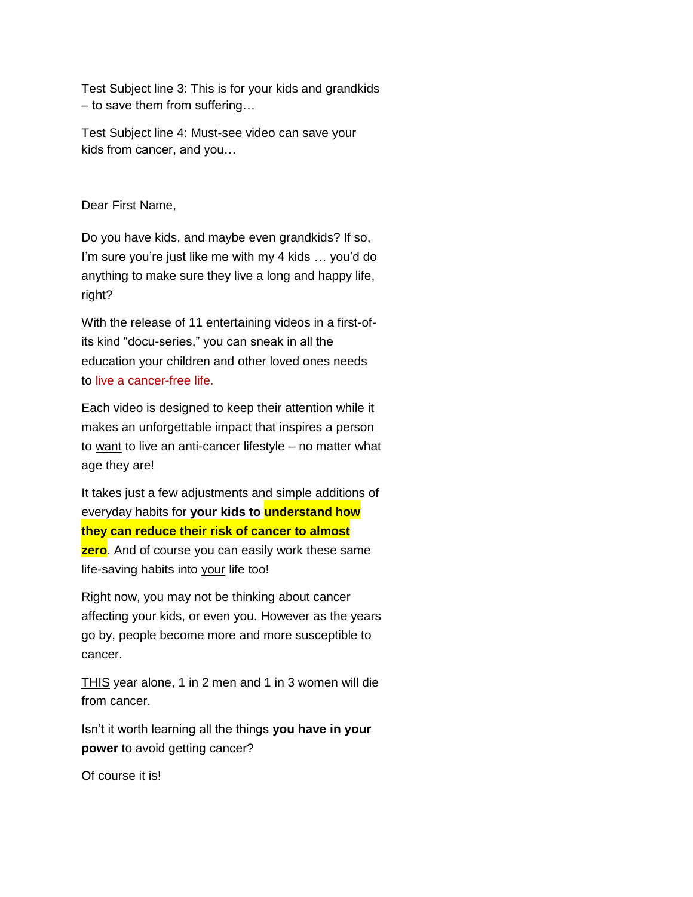Test Subject line 3: This is for your kids and grandkids – to save them from suffering…

Test Subject line 4: Must-see video can save your kids from cancer, and you…

Dear First Name,

Do you have kids, and maybe even grandkids? If so, I'm sure you're just like me with my 4 kids … you'd do anything to make sure they live a long and happy life, right?

With the release of 11 entertaining videos in a first-of-its kind "docu-series," you can sneak in all the education your children and other loved ones needs to live a cancer-free life.

Each video is designed to keep their attention while it makes an unforgettable impact that inspires a person to <u>want</u> to live an anti-cancer lifestyle – no matter what age they are!

It takes just a few adjustments and simple additions of everyday habits for **your kids to understand how they can reduce their risk of cancer to almost zero**. And of course you can easily work these same life-saving habits into <u>your</u> life too!

Right now, you may not be thinking about cancer affecting your kids, or even you. However as the years go by, people become more and more susceptible to cancer.

<u>THIS</u> year alone, 1 in 2 men and 1 in 3 women will die from cancer.

Isn't it worth learning all the things **you have in your power** to avoid getting cancer?

Of course it is!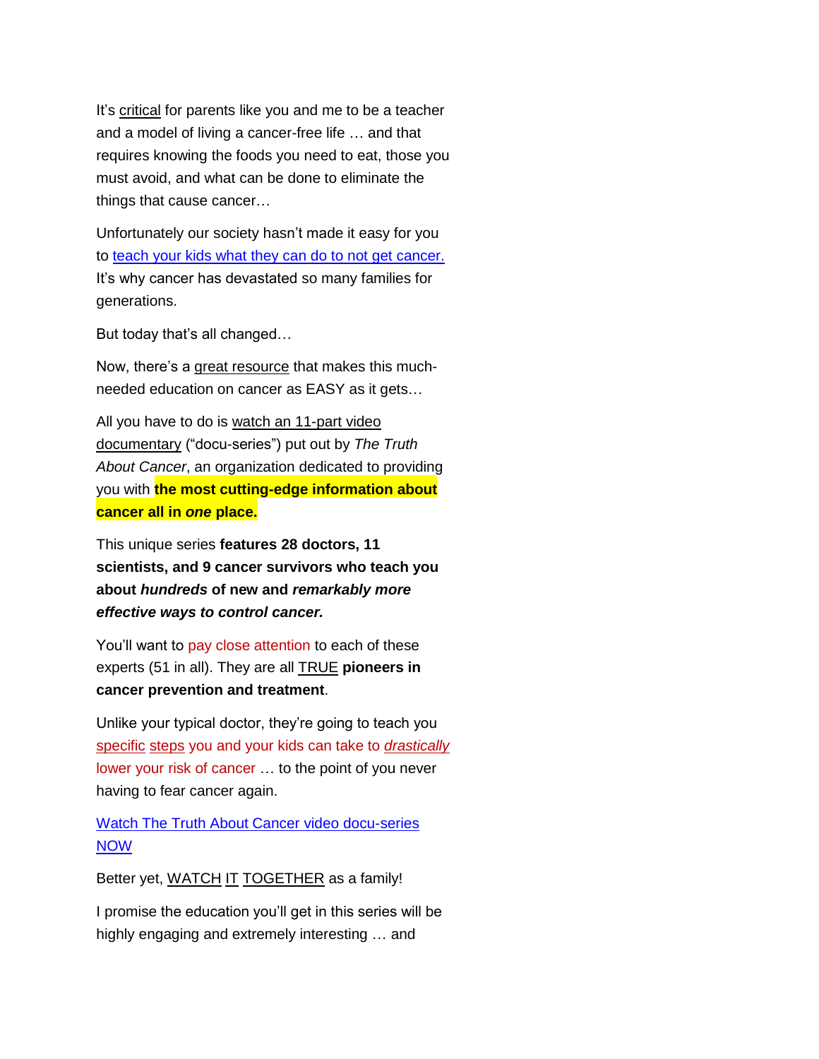It's critical for parents like you and me to be a teacher and a model of living a cancer-free life … and that requires knowing the foods you need to eat, those you must avoid, and what can be done to eliminate the things that cause cancer…

Unfortunately our society hasn't made it easy for you to teach your kids what they can do to not get cancer. It's why cancer has devastated so many families for generations.

But today that's all changed…

Now, there's a great resource that makes this much-needed education on cancer as EASY as it gets…

All you have to do is watch an 11-part video documentary ("docu-series") put out by *The Truth About Cancer*, an organization dedicated to providing you with **the most cutting-edge information about cancer all in *one* place.**

This unique series **features 28 doctors, 11 scientists, and 9 cancer survivors who teach you about *hundreds* of new and *remarkably more effective ways to control cancer.***

You'll want to pay close attention to each of these experts (51 in all). They are all TRUE **pioneers in cancer prevention and treatment**.

Unlike your typical doctor, they're going to teach you specific steps you and your kids can take to *drastically* lower your risk of cancer … to the point of you never having to fear cancer again.

Watch The Truth About Cancer video docu-series NOW

Better yet, WATCH IT TOGETHER as a family!

I promise the education you'll get in this series will be highly engaging and extremely interesting … and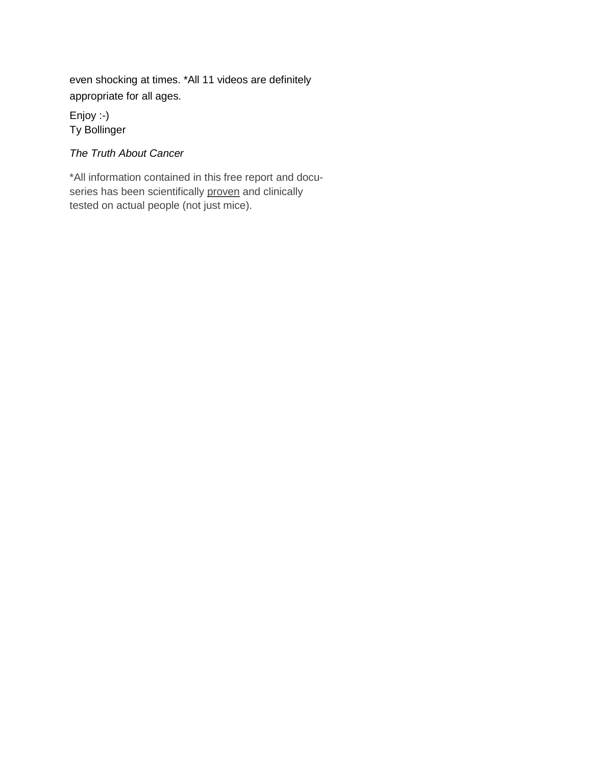even shocking at times. *All 11 videos are definitely appropriate for all ages.

Enjoy :-)
Ty Bollinger

*The Truth About Cancer*

*All information contained in this free report and docu-series has been scientifically proven and clinically tested on actual people (not just mice).